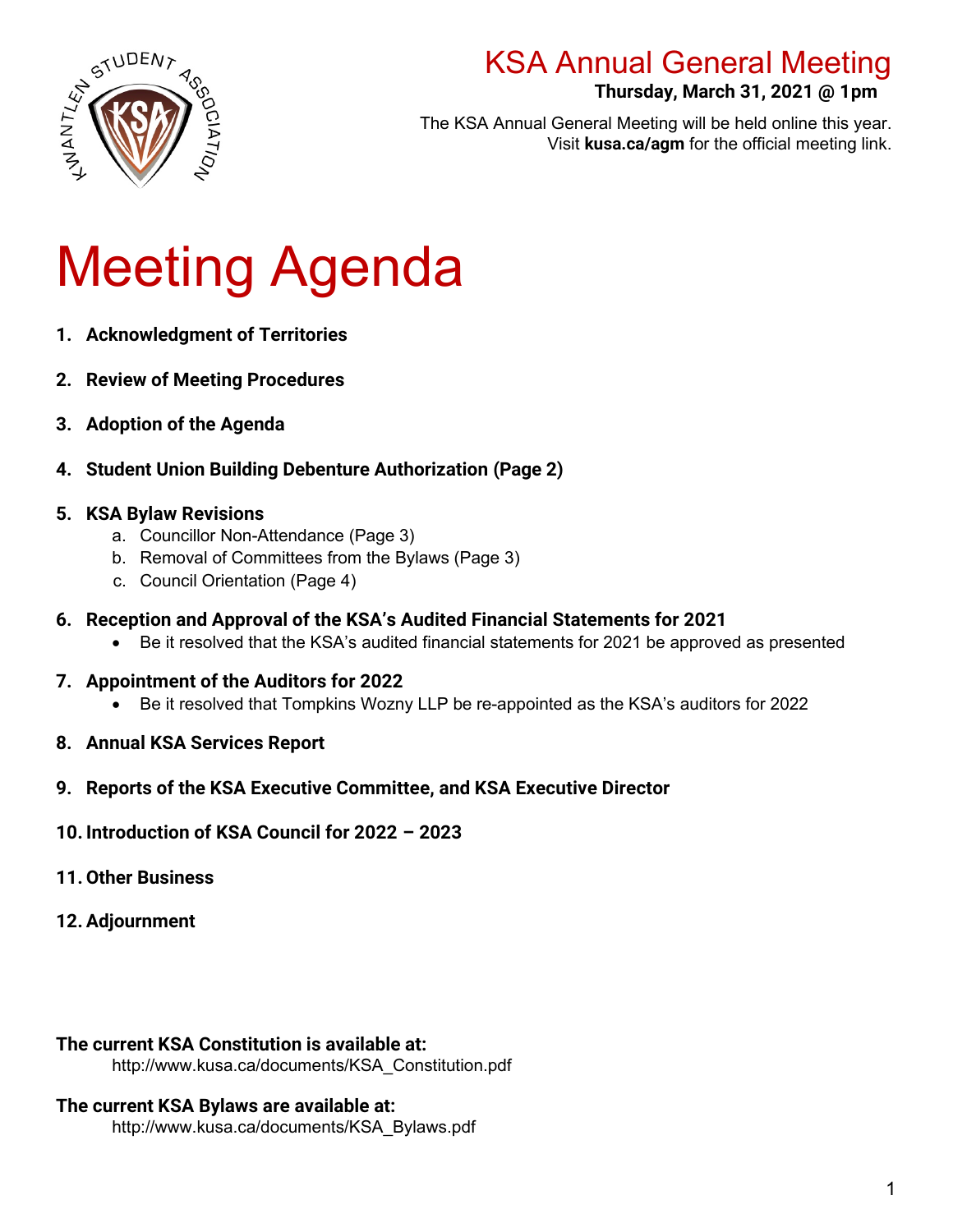# KSA Annual General Meeting

**Thursday, March 31, 2021 @ 1pm**

The KSA Annual General Meeting will be held online this year.
Visit **kusa.ca/agm** for the official meeting link.

# Meeting Agenda

1. **Acknowledgment of Territories**
2. **Review of Meeting Procedures**
3. **Adoption of the Agenda**
4. **Student Union Building Debenture Authorization (Page 2)**
5. **KSA Bylaw Revisions**
   a. Councillor Non-Attendance (Page 3)
   b. Removal of Committees from the Bylaws (Page 3)
   c. Council Orientation (Page 4)
6. **Reception and Approval of the KSA's Audited Financial Statements for 2021**
   - Be it resolved that the KSA's audited financial statements for 2021 be approved as presented
7. **Appointment of the Auditors for 2022**
   - Be it resolved that Tompkins Wozny LLP be re-appointed as the KSA's auditors for 2022
8. **Annual KSA Services Report**
9. **Reports of the KSA Executive Committee, and KSA Executive Director**
10. **Introduction of KSA Council for 2022 – 2023**
11. **Other Business**
12. **Adjournment**

**The current KSA Constitution is available at:**
http://www.kusa.ca/documents/KSA_Constitution.pdf

**The current KSA Bylaws are available at:**
http://www.kusa.ca/documents/KSA_Bylaws.pdf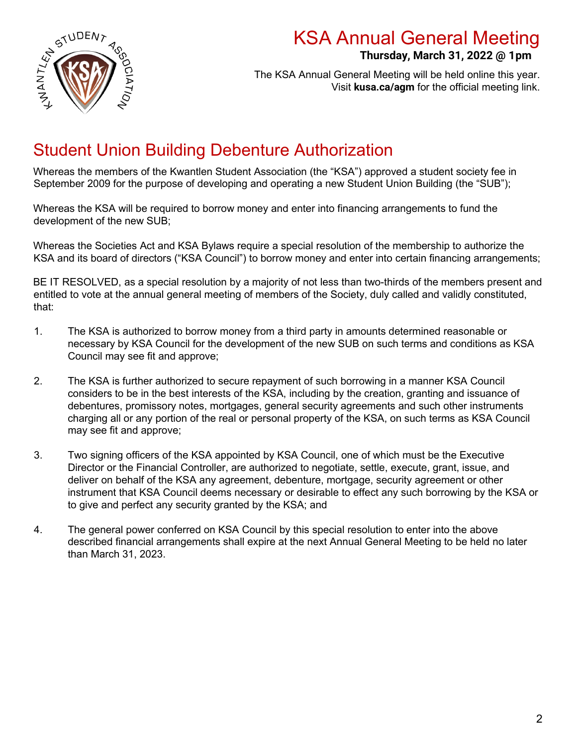# KSA Annual General Meeting

**Thursday, March 31, 2022 @ 1pm**

The KSA Annual General Meeting will be held online this year.
Visit **kusa.ca/agm** for the official meeting link.

## Student Union Building Debenture Authorization

Whereas the members of the Kwantlen Student Association (the "KSA") approved a student society fee in September 2009 for the purpose of developing and operating a new Student Union Building (the "SUB");

Whereas the KSA will be required to borrow money and enter into financing arrangements to fund the development of the new SUB;

Whereas the Societies Act and KSA Bylaws require a special resolution of the membership to authorize the KSA and its board of directors ("KSA Council") to borrow money and enter into certain financing arrangements;

BE IT RESOLVED, as a special resolution by a majority of not less than two-thirds of the members present and entitled to vote at the annual general meeting of members of the Society, duly called and validly constituted, that:

1. The KSA is authorized to borrow money from a third party in amounts determined reasonable or necessary by KSA Council for the development of the new SUB on such terms and conditions as KSA Council may see fit and approve;

2. The KSA is further authorized to secure repayment of such borrowing in a manner KSA Council considers to be in the best interests of the KSA, including by the creation, granting and issuance of debentures, promissory notes, mortgages, general security agreements and such other instruments charging all or any portion of the real or personal property of the KSA, on such terms as KSA Council may see fit and approve;

3. Two signing officers of the KSA appointed by KSA Council, one of which must be the Executive Director or the Financial Controller, are authorized to negotiate, settle, execute, grant, issue, and deliver on behalf of the KSA any agreement, debenture, mortgage, security agreement or other instrument that KSA Council deems necessary or desirable to effect any such borrowing by the KSA or to give and perfect any security granted by the KSA; and

4. The general power conferred on KSA Council by this special resolution to enter into the above described financial arrangements shall expire at the next Annual General Meeting to be held no later than March 31, 2023.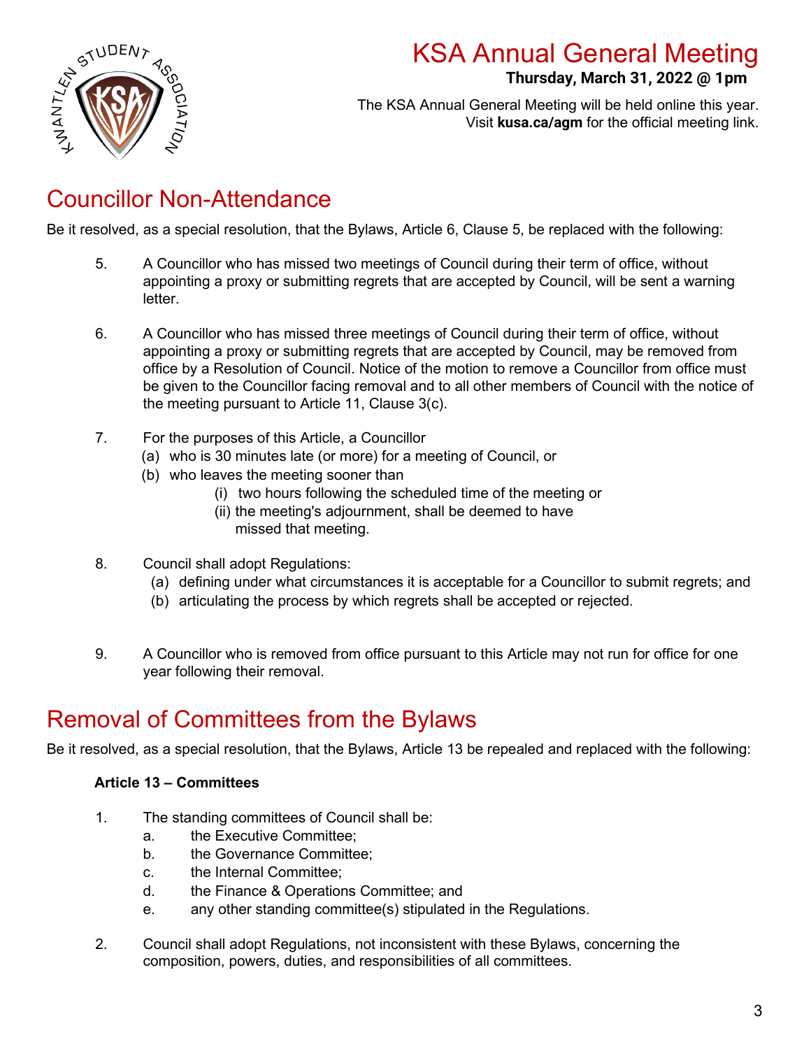# KSA Annual General Meeting

**Thursday, March 31, 2022 @ 1pm**

The KSA Annual General Meeting will be held online this year.
Visit **kusa.ca/agm** for the official meeting link.

## Councillor Non-Attendance

Be it resolved, as a special resolution, that the Bylaws, Article 6, Clause 5, be replaced with the following:

5. A Councillor who has missed two meetings of Council during their term of office, without appointing a proxy or submitting regrets that are accepted by Council, will be sent a warning letter.

6. A Councillor who has missed three meetings of Council during their term of office, without appointing a proxy or submitting regrets that are accepted by Council, may be removed from office by a Resolution of Council. Notice of the motion to remove a Councillor from office must be given to the Councillor facing removal and to all other members of Council with the notice of the meeting pursuant to Article 11, Clause 3(c).

7. For the purposes of this Article, a Councillor
   (a) who is 30 minutes late (or more) for a meeting of Council, or
   (b) who leaves the meeting sooner than
      (i) two hours following the scheduled time of the meeting or
      (ii) the meeting's adjournment, shall be deemed to have missed that meeting.

8. Council shall adopt Regulations:
   (a) defining under what circumstances it is acceptable for a Councillor to submit regrets; and
   (b) articulating the process by which regrets shall be accepted or rejected.

9. A Councillor who is removed from office pursuant to this Article may not run for office for one year following their removal.

## Removal of Committees from the Bylaws

Be it resolved, as a special resolution, that the Bylaws, Article 13 be repealed and replaced with the following:

**Article 13 – Committees**

1. The standing committees of Council shall be:
   a. the Executive Committee;
   b. the Governance Committee;
   c. the Internal Committee;
   d. the Finance & Operations Committee; and
   e. any other standing committee(s) stipulated in the Regulations.

2. Council shall adopt Regulations, not inconsistent with these Bylaws, concerning the composition, powers, duties, and responsibilities of all committees.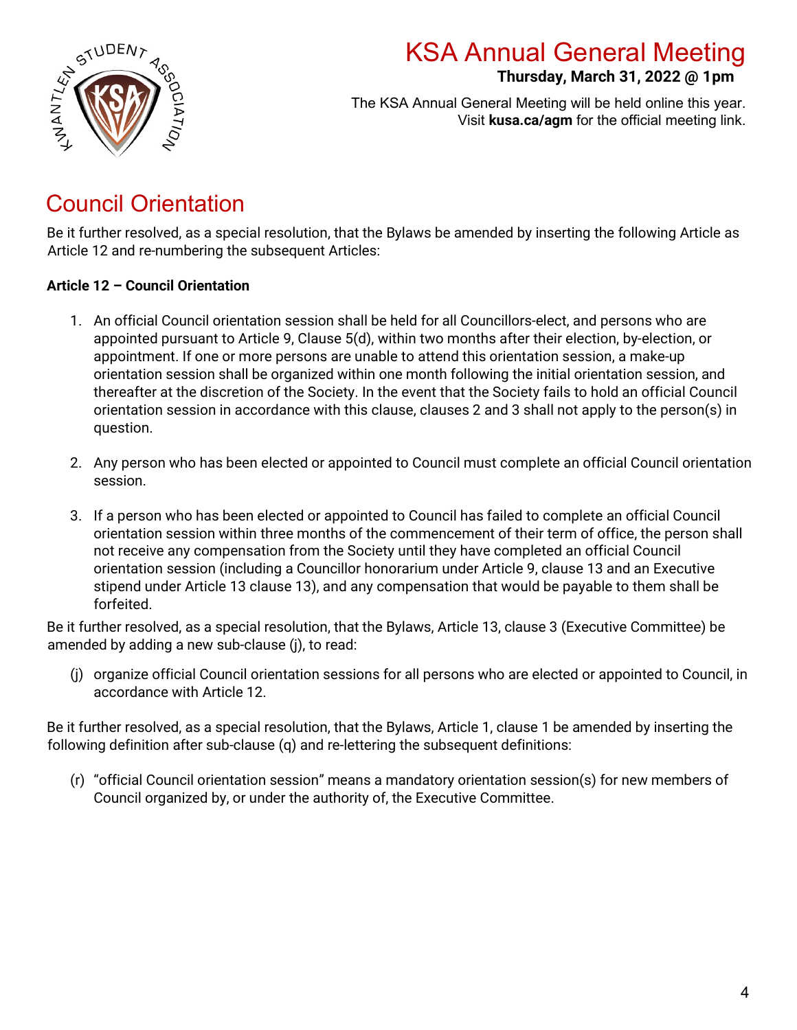# KSA Annual General Meeting

**Thursday, March 31, 2022 @ 1pm**

The KSA Annual General Meeting will be held online this year.
Visit **kusa.ca/agm** for the official meeting link.

## Council Orientation

Be it further resolved, as a special resolution, that the Bylaws be amended by inserting the following Article as Article 12 and re-numbering the subsequent Articles:

**Article 12 – Council Orientation**

1. An official Council orientation session shall be held for all Councillors-elect, and persons who are appointed pursuant to Article 9, Clause 5(d), within two months after their election, by-election, or appointment. If one or more persons are unable to attend this orientation session, a make-up orientation session shall be organized within one month following the initial orientation session, and thereafter at the discretion of the Society. In the event that the Society fails to hold an official Council orientation session in accordance with this clause, clauses 2 and 3 shall not apply to the person(s) in question.

2. Any person who has been elected or appointed to Council must complete an official Council orientation session.

3. If a person who has been elected or appointed to Council has failed to complete an official Council orientation session within three months of the commencement of their term of office, the person shall not receive any compensation from the Society until they have completed an official Council orientation session (including a Councillor honorarium under Article 9, clause 13 and an Executive stipend under Article 13 clause 13), and any compensation that would be payable to them shall be forfeited.

Be it further resolved, as a special resolution, that the Bylaws, Article 13, clause 3 (Executive Committee) be amended by adding a new sub-clause (j), to read:

(j) organize official Council orientation sessions for all persons who are elected or appointed to Council, in accordance with Article 12.

Be it further resolved, as a special resolution, that the Bylaws, Article 1, clause 1 be amended by inserting the following definition after sub-clause (q) and re-lettering the subsequent definitions:

(r) "official Council orientation session" means a mandatory orientation session(s) for new members of Council organized by, or under the authority of, the Executive Committee.